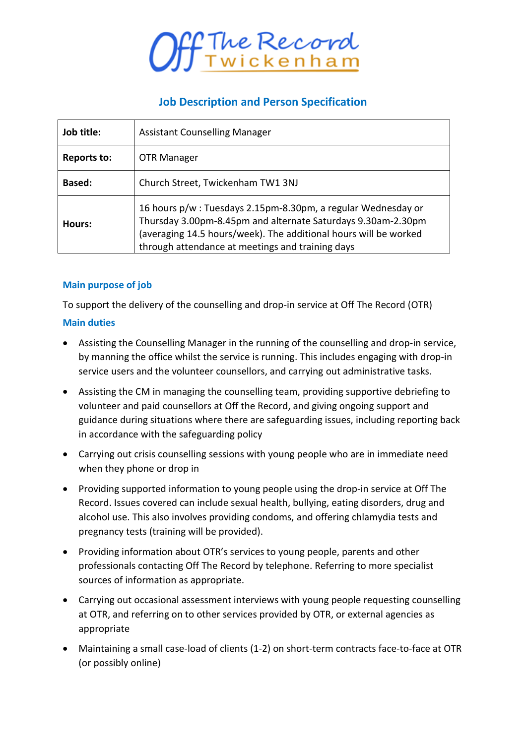Off The Record Twickenham

## Job Description and Person Specification

| Job title: | Assistant Counselling Manager |
|---|---|
| Reports to: | OTR Manager |
| Based: | Church Street, Twickenham TW1 3NJ |
| Hours: | 16 hours p/w : Tuesdays 2.15pm-8.30pm, a regular Wednesday or Thursday 3.00pm-8.45pm and alternate Saturdays 9.30am-2.30pm (averaging 14.5 hours/week). The additional hours will be worked through attendance at meetings and training days |

### Main purpose of job

To support the delivery of the counselling and drop-in service at Off The Record (OTR)

### Main duties

- Assisting the Counselling Manager in the running of the counselling and drop-in service, by manning the office whilst the service is running. This includes engaging with drop-in service users and the volunteer counsellors, and carrying out administrative tasks.
- Assisting the CM in managing the counselling team, providing supportive debriefing to volunteer and paid counsellors at Off the Record, and giving ongoing support and guidance during situations where there are safeguarding issues, including reporting back in accordance with the safeguarding policy
- Carrying out crisis counselling sessions with young people who are in immediate need when they phone or drop in
- Providing supported information to young people using the drop-in service at Off The Record. Issues covered can include sexual health, bullying, eating disorders, drug and alcohol use. This also involves providing condoms, and offering chlamydia tests and pregnancy tests (training will be provided).
- Providing information about OTR's services to young people, parents and other professionals contacting Off The Record by telephone. Referring to more specialist sources of information as appropriate.
- Carrying out occasional assessment interviews with young people requesting counselling at OTR, and referring on to other services provided by OTR, or external agencies as appropriate
- Maintaining a small case-load of clients (1-2) on short-term contracts face-to-face at OTR (or possibly online)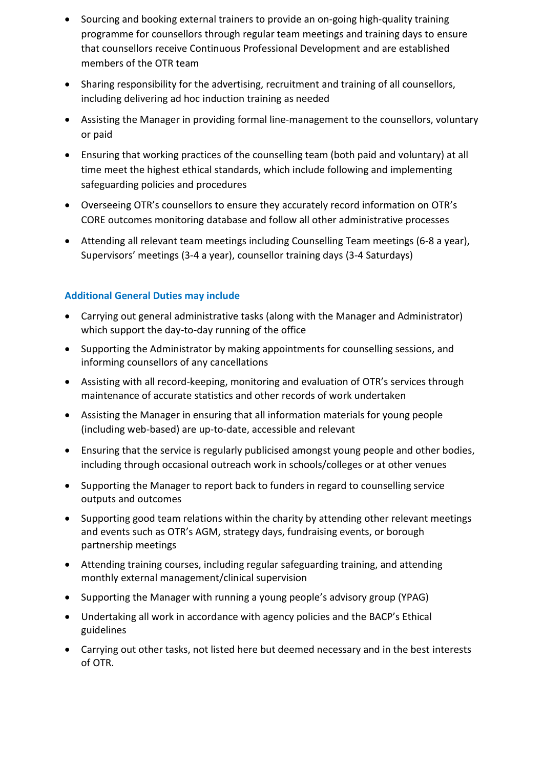- Sourcing and booking external trainers to provide an on-going high-quality training programme for counsellors through regular team meetings and training days to ensure that counsellors receive Continuous Professional Development and are established members of the OTR team
- Sharing responsibility for the advertising, recruitment and training of all counsellors, including delivering ad hoc induction training as needed
- Assisting the Manager in providing formal line-management to the counsellors, voluntary or paid
- Ensuring that working practices of the counselling team (both paid and voluntary) at all time meet the highest ethical standards, which include following and implementing safeguarding policies and procedures
- Overseeing OTR's counsellors to ensure they accurately record information on OTR's CORE outcomes monitoring database and follow all other administrative processes
- Attending all relevant team meetings including Counselling Team meetings (6-8 a year), Supervisors' meetings (3-4 a year), counsellor training days (3-4 Saturdays)

### Additional General Duties may include

- Carrying out general administrative tasks (along with the Manager and Administrator) which support the day-to-day running of the office
- Supporting the Administrator by making appointments for counselling sessions, and informing counsellors of any cancellations
- Assisting with all record-keeping, monitoring and evaluation of OTR's services through maintenance of accurate statistics and other records of work undertaken
- Assisting the Manager in ensuring that all information materials for young people (including web-based) are up-to-date, accessible and relevant
- Ensuring that the service is regularly publicised amongst young people and other bodies, including through occasional outreach work in schools/colleges or at other venues
- Supporting the Manager to report back to funders in regard to counselling service outputs and outcomes
- Supporting good team relations within the charity by attending other relevant meetings and events such as OTR's AGM, strategy days, fundraising events, or borough partnership meetings
- Attending training courses, including regular safeguarding training, and attending monthly external management/clinical supervision
- Supporting the Manager with running a young people's advisory group (YPAG)
- Undertaking all work in accordance with agency policies and the BACP's Ethical guidelines
- Carrying out other tasks, not listed here but deemed necessary and in the best interests of OTR.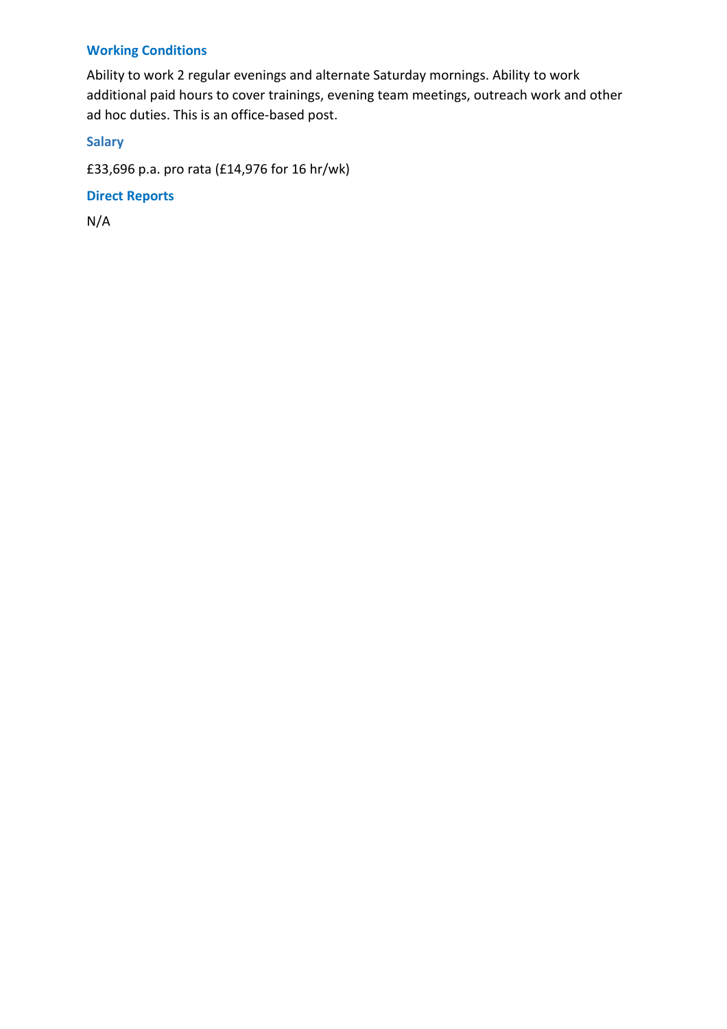### Working Conditions

Ability to work 2 regular evenings and alternate Saturday mornings. Ability to work additional paid hours to cover trainings, evening team meetings, outreach work and other ad hoc duties. This is an office-based post.

### Salary

£33,696 p.a. pro rata (£14,976 for 16 hr/wk)

### Direct Reports

N/A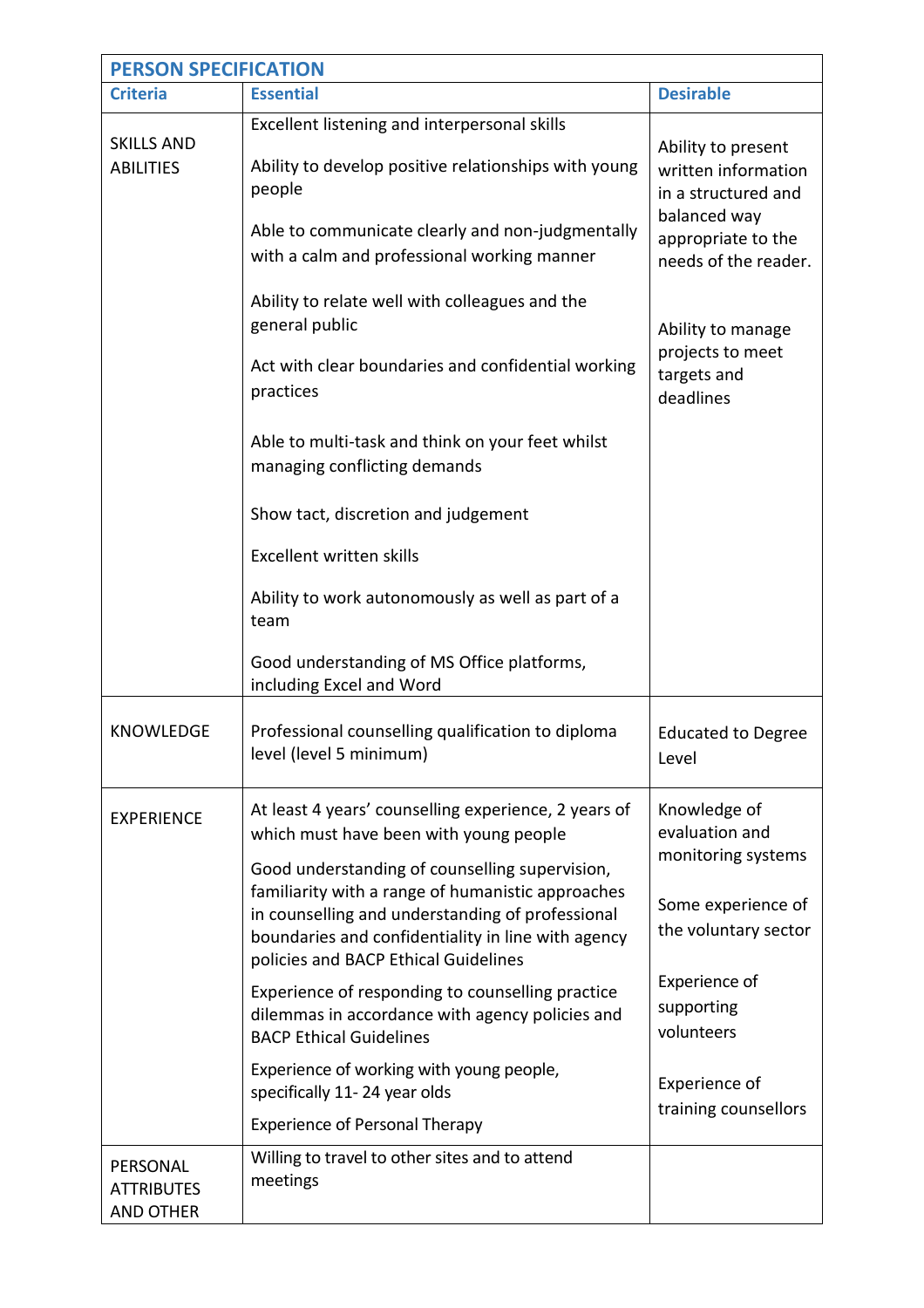| PERSON SPECIFICATION | | |
|---|---|---|
| **Criteria** | **Essential** | **Desirable** |
| SKILLS AND ABILITIES | Excellent listening and interpersonal skills<br><br>Ability to develop positive relationships with young people<br><br>Able to communicate clearly and non-judgmentally with a calm and professional working manner<br><br>Ability to relate well with colleagues and the general public<br><br>Act with clear boundaries and confidential working practices<br><br>Able to multi-task and think on your feet whilst managing conflicting demands<br><br>Show tact, discretion and judgement<br><br>Excellent written skills<br><br>Ability to work autonomously as well as part of a team<br><br>Good understanding of MS Office platforms, including Excel and Word | Ability to present written information in a structured and balanced way appropriate to the needs of the reader.<br><br>Ability to manage projects to meet targets and deadlines |
| KNOWLEDGE | Professional counselling qualification to diploma level (level 5 minimum) | Educated to Degree Level |
| EXPERIENCE | At least 4 years' counselling experience, 2 years of which must have been with young people<br><br>Good understanding of counselling supervision, familiarity with a range of humanistic approaches in counselling and understanding of professional boundaries and confidentiality in line with agency policies and BACP Ethical Guidelines<br><br>Experience of responding to counselling practice dilemmas in accordance with agency policies and BACP Ethical Guidelines<br><br>Experience of working with young people, specifically 11- 24 year olds<br><br>Experience of Personal Therapy | Knowledge of evaluation and monitoring systems<br><br>Some experience of the voluntary sector<br><br>Experience of supporting volunteers<br><br>Experience of training counsellors |
| PERSONAL ATTRIBUTES AND OTHER | Willing to travel to other sites and to attend meetings | |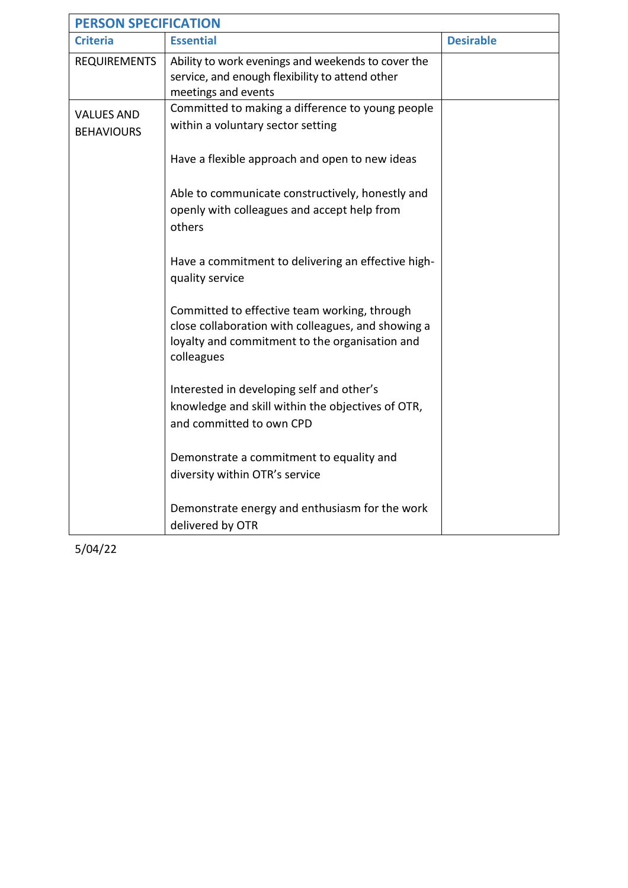| PERSON SPECIFICATION | | |
|---|---|---|
| **Criteria** | **Essential** | **Desirable** |
| REQUIREMENTS | Ability to work evenings and weekends to cover the service, and enough flexibility to attend other meetings and events | |
| VALUES AND BEHAVIOURS | Committed to making a difference to young people within a voluntary sector setting<br><br>Have a flexible approach and open to new ideas<br><br>Able to communicate constructively, honestly and openly with colleagues and accept help from others<br><br>Have a commitment to delivering an effective high-quality service<br><br>Committed to effective team working, through close collaboration with colleagues, and showing a loyalty and commitment to the organisation and colleagues<br><br>Interested in developing self and other's knowledge and skill within the objectives of OTR, and committed to own CPD<br><br>Demonstrate a commitment to equality and diversity within OTR's service<br><br>Demonstrate energy and enthusiasm for the work delivered by OTR | |

5/04/22